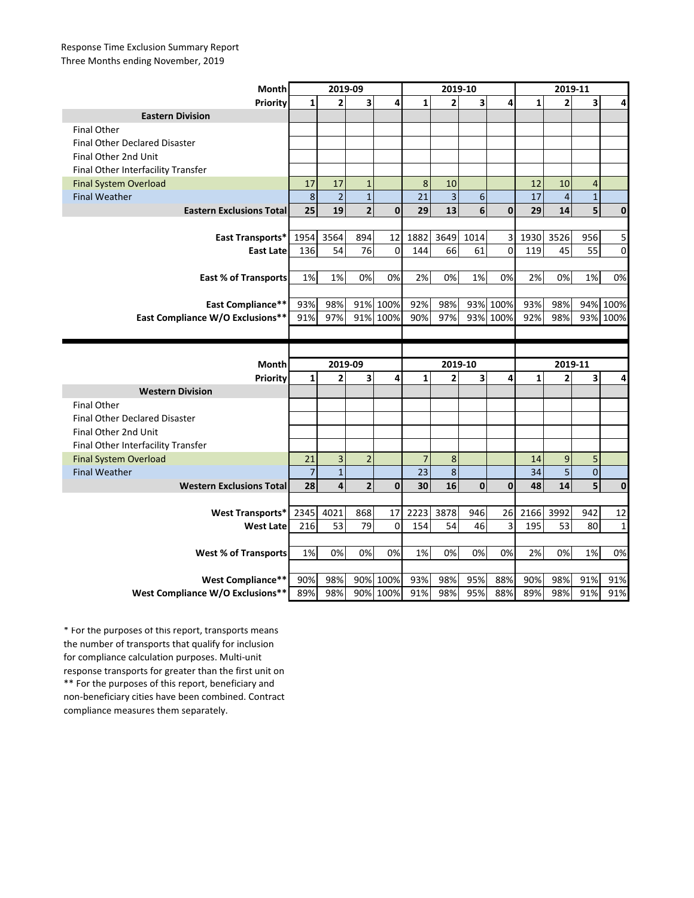Response Time Exclusion Summary Report
Three Months ending November, 2019

| Month | 2019-09 | | | | 2019-10 | | | | 2019-11 | | | |
|---|---|---|---|---|---|---|---|---|---|---|---|---|
| Priority | 1 | 2 | 3 | 4 | 1 | 2 | 3 | 4 | 1 | 2 | 3 | 4 |
| **Eastern Division** | | | | | | | | | | | | |
| Final Other | | | | | | | | | | | | |
| Final Other Declared Disaster | | | | | | | | | | | | |
| Final Other 2nd Unit | | | | | | | | | | | | |
| Final Other Interfacility Transfer | | | | | | | | | | | | |
| Final System Overload | 17 | 17 | 1 | | 8 | 10 | | | 12 | 10 | 4 | |
| Final Weather | 8 | 2 | 1 | | 21 | 3 | 6 | | 17 | 4 | 1 | |
| **Eastern Exclusions Total** | **25** | **19** | **2** | **0** | **29** | **13** | **6** | **0** | **29** | **14** | **5** | **0** |
| | | | | | | | | | | | | |
| **East Transports*** | 1954 | 3564 | 894 | 12 | 1882 | 3649 | 1014 | 3 | 1930 | 3526 | 956 | 5 |
| **East Late** | 136 | 54 | 76 | 0 | 144 | 66 | 61 | 0 | 119 | 45 | 55 | 0 |
| | | | | | | | | | | | | |
| **East % of Transports** | 1% | 1% | 0% | 0% | 2% | 0% | 1% | 0% | 2% | 0% | 1% | 0% |
| | | | | | | | | | | | | |
| **East Compliance**** | 93% | 98% | 91% | 100% | 92% | 98% | 93% | 100% | 93% | 98% | 94% | 100% |
| **East Compliance W/O Exclusions**** | 91% | 97% | 91% | 100% | 90% | 97% | 93% | 100% | 92% | 98% | 93% | 100% |

| Month | 2019-09 | | | | 2019-10 | | | | 2019-11 | | | |
|---|---|---|---|---|---|---|---|---|---|---|---|---|
| Priority | 1 | 2 | 3 | 4 | 1 | 2 | 3 | 4 | 1 | 2 | 3 | 4 |
| **Western Division** | | | | | | | | | | | | |
| Final Other | | | | | | | | | | | | |
| Final Other Declared Disaster | | | | | | | | | | | | |
| Final Other 2nd Unit | | | | | | | | | | | | |
| Final Other Interfacility Transfer | | | | | | | | | | | | |
| Final System Overload | 21 | 3 | 2 | | 7 | 8 | | | 14 | 9 | 5 | |
| Final Weather | 7 | 1 | | | 23 | 8 | | | 34 | 5 | 0 | |
| **Western Exclusions Total** | **28** | **4** | **2** | **0** | **30** | **16** | **0** | **0** | **48** | **14** | **5** | **0** |
| | | | | | | | | | | | | |
| **West Transports*** | 2345 | 4021 | 868 | 17 | 2223 | 3878 | 946 | 26 | 2166 | 3992 | 942 | 12 |
| **West Late** | 216 | 53 | 79 | 0 | 154 | 54 | 46 | 3 | 195 | 53 | 80 | 1 |
| | | | | | | | | | | | | |
| **West % of Transports** | 1% | 0% | 0% | 0% | 1% | 0% | 0% | 0% | 2% | 0% | 1% | 0% |
| | | | | | | | | | | | | |
| **West Compliance**** | 90% | 98% | 90% | 100% | 93% | 98% | 95% | 88% | 90% | 98% | 91% | 91% |
| **West Compliance W/O Exclusions**** | 89% | 98% | 90% | 100% | 91% | 98% | 95% | 88% | 89% | 98% | 91% | 91% |

* For the purposes of this report, transports means the number of transports that qualify for inclusion for compliance calculation purposes. Multi-unit response transports for greater than the first unit on
** For the purposes of this report, beneficiary and non-beneficiary cities have been combined. Contract compliance measures them separately.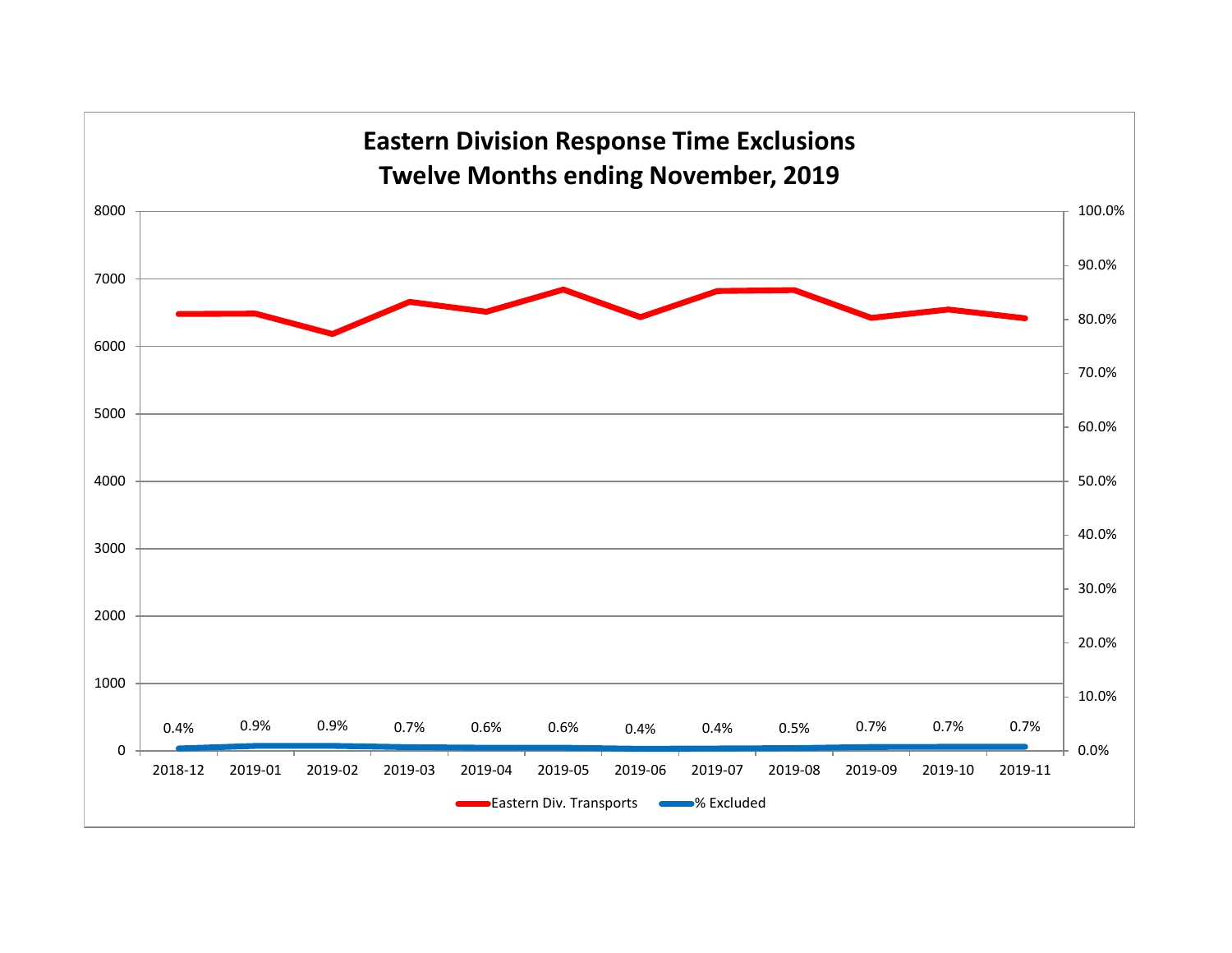## Eastern Division Response Time Exclusions
## Twelve Months ending November, 2019

| Month | % Excluded |
|---|---|
| 2018-12 | 0.4% |
| 2019-01 | 0.9% |
| 2019-02 | 0.9% |
| 2019-03 | 0.7% |
| 2019-04 | 0.6% |
| 2019-05 | 0.6% |
| 2019-06 | 0.4% |
| 2019-07 | 0.4% |
| 2019-08 | 0.5% |
| 2019-09 | 0.7% |
| 2019-10 | 0.7% |
| 2019-11 | 0.7% |

Eastern Div. Transports — % Excluded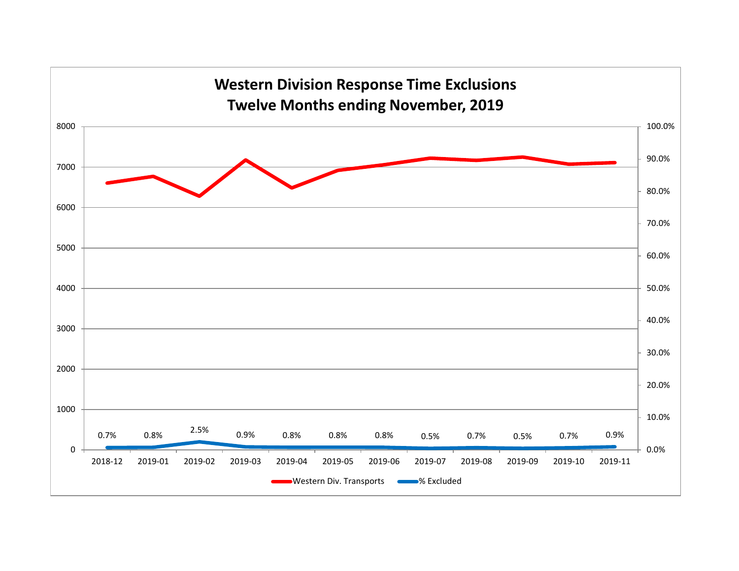**Western Division Response Time Exclusions**
**Twelve Months ending November, 2019**

8000
7000
6000
5000
4000
3000
2000
1000
0

100.0%
90.0%
80.0%
70.0%
60.0%
50.0%
40.0%
30.0%
20.0%
10.0%
0.0%

0.7% 0.8% 2.5% 0.9% 0.8% 0.8% 0.8% 0.5% 0.7% 0.5% 0.7% 0.9%

2018-12 2019-01 2019-02 2019-03 2019-04 2019-05 2019-06 2019-07 2019-08 2019-09 2019-10 2019-11

Western Div. Transports
% Excluded